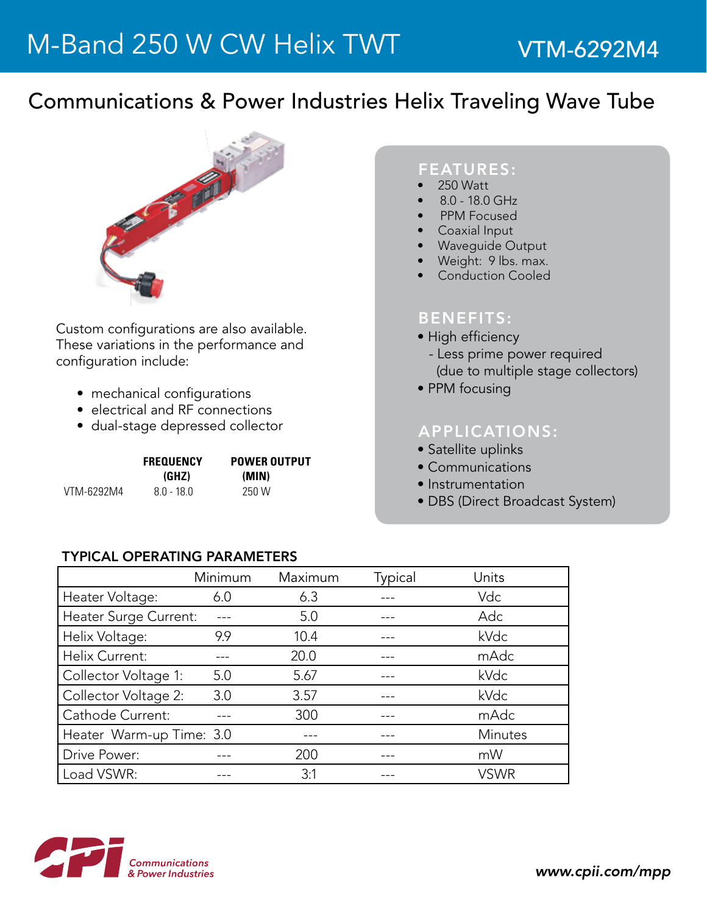# M-Band 250 W CW Helix TWT

## VTM-6292M4

## Communications & Power Industries Helix Traveling Wave Tube

Custom configurations are also available. These variations in the performance and configuration include:

- mechanical configurations
- electrical and RF connections
- dual-stage depressed collector

| | FREQUENCY (GHZ) | POWER OUTPUT (MIN) |
|---|---|---|
| VTM-6292M4 | 8.0 - 18.0 | 250 W |

### FEATURES:

- 250 Watt
- 8.0 - 18.0 GHz
- PPM Focused
- Coaxial Input
- Waveguide Output
- Weight: 9 lbs. max.
- Conduction Cooled

### BENEFITS:

- High efficiency
  - Less prime power required (due to multiple stage collectors)
- PPM focusing

### APPLICATIONS:

- Satellite uplinks
- Communications
- Instrumentation
- DBS (Direct Broadcast System)

### TYPICAL OPERATING PARAMETERS

| | Minimum | Maximum | Typical | Units |
|---|---|---|---|---|
| Heater Voltage: | 6.0 | 6.3 | --- | Vdc |
| Heater Surge Current: | --- | 5.0 | --- | Adc |
| Helix Voltage: | 9.9 | 10.4 | --- | kVdc |
| Helix Current: | --- | 20.0 | --- | mAdc |
| Collector Voltage 1: | 5.0 | 5.67 | --- | kVdc |
| Collector Voltage 2: | 3.0 | 3.57 | --- | kVdc |
| Cathode Current: | --- | 300 | --- | mAdc |
| Heater Warm-up Time: | 3.0 | --- | --- | Minutes |
| Drive Power: | --- | 200 | --- | mW |
| Load VSWR: | --- | 3:1 | --- | VSWR |

CPI Communications & Power Industries

www.cpii.com/mpp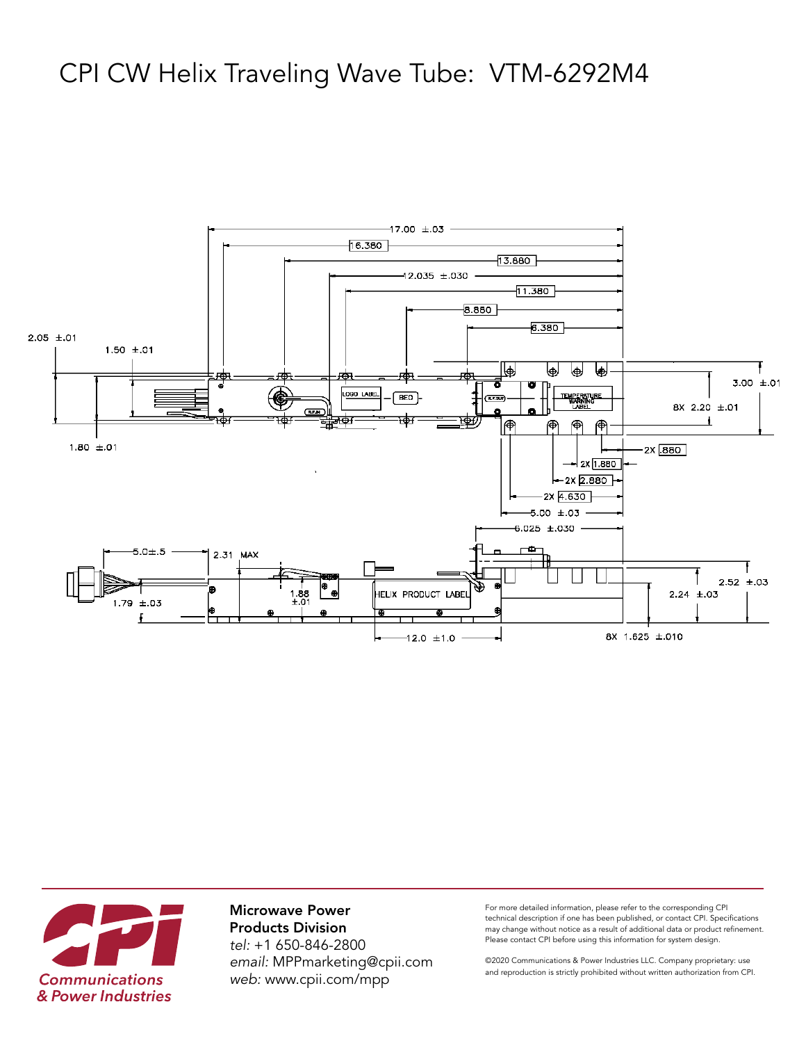# CPI CW Helix Traveling Wave Tube: VTM-6292M4

17.00 ±.03

16.380

13.880

12.035 ±.030

11.380

8.880

6.380

2.05 ±.01

1.50 ±.01

1.80 ±.01

3.00 ±.01

8X 2.20 ±.01

2X .880

2X 1.880

2X 2.880

2X 4.630

5.00 ±.03

6.025 ±.030

5.0±.5

2.31 MAX

1.79 ±.03

1.88 ±.01

2.52 ±.03

2.24 ±.03

12.0 ±1.0

8X 1.625 ±.010

LOGO LABEL

BED

TEMPERATURE WARNING LABEL

HELIX PRODUCT LABEL

RF IN

RF OUT

**Microwave Power Products Division**

*tel:* +1 650-846-2800
*email:* MPPmarketing@cpii.com
*web:* www.cpii.com/mpp

For more detailed information, please refer to the corresponding CPI technical description if one has been published, or contact CPI. Specifications may change without notice as a result of additional data or product refinement. Please contact CPI before using this information for system design.

©2020 Communications & Power Industries LLC. Company proprietary: use and reproduction is strictly prohibited without written authorization from CPI.